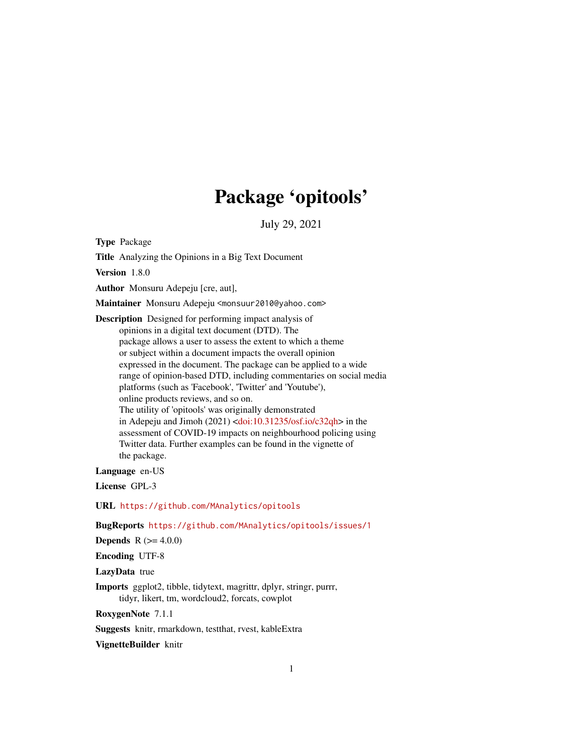# Package 'opitools'

July 29, 2021

**Type** Package

**Title** Analyzing the Opinions in a Big Text Document

**Version** 1.8.0

**Author** Monsuru Adepeju [cre, aut],

**Maintainer** Monsuru Adepeju <monsuur2010@yahoo.com>

**Description** Designed for performing impact analysis of opinions in a digital text document (DTD). The package allows a user to assess the extent to which a theme or subject within a document impacts the overall opinion expressed in the document. The package can be applied to a wide range of opinion-based DTD, including commentaries on social media platforms (such as 'Facebook', 'Twitter' and 'Youtube'), online products reviews, and so on. The utility of 'opitools' was originally demonstrated in Adepeju and Jimoh (2021) <doi:10.31235/osf.io/c32qh> in the assessment of COVID-19 impacts on neighbourhood policing using Twitter data. Further examples can be found in the vignette of the package.

**Language** en-US

**License** GPL-3

**URL** https://github.com/MAnalytics/opitools

**BugReports** https://github.com/MAnalytics/opitools/issues/1

**Depends** R (>= 4.0.0)

**Encoding** UTF-8

**LazyData** true

**Imports** ggplot2, tibble, tidytext, magrittr, dplyr, stringr, purrr, tidyr, likert, tm, wordcloud2, forcats, cowplot

**RoxygenNote** 7.1.1

**Suggests** knitr, rmarkdown, testthat, rvest, kableExtra

**VignetteBuilder** knitr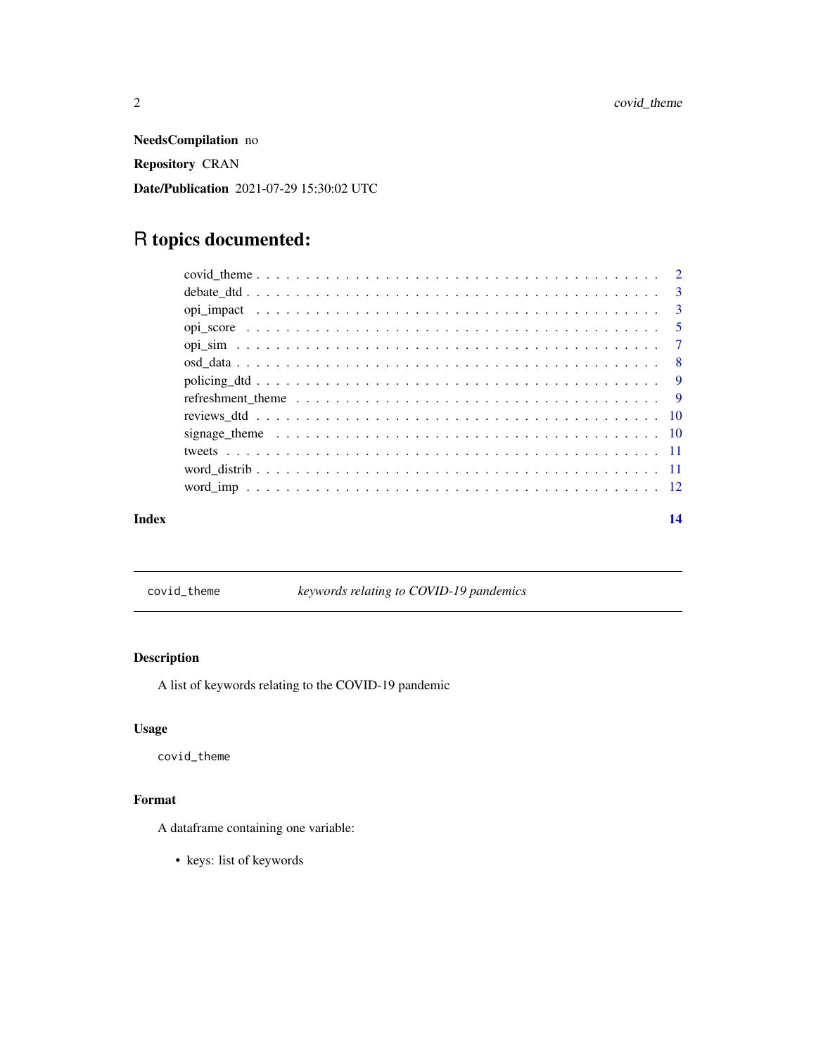**NeedsCompilation** no

**Repository** CRAN

**Date/Publication** 2021-07-29 15:30:02 UTC

# R topics documented:

| | |
|---|---|
| covid_theme | 2 |
| debate_dtd | 3 |
| opi_impact | 3 |
| opi_score | 5 |
| opi_sim | 7 |
| osd_data | 8 |
| policing_dtd | 9 |
| refreshment_theme | 9 |
| reviews_dtd | 10 |
| signage_theme | 10 |
| tweets | 11 |
| word_distrib | 11 |
| word_imp | 12 |
| **Index** | **14** |

---

`covid_theme` *keywords relating to COVID-19 pandemics*

---

### Description

A list of keywords relating to the COVID-19 pandemic

### Usage

```
covid_theme
```

### Format

A dataframe containing one variable:

- keys: list of keywords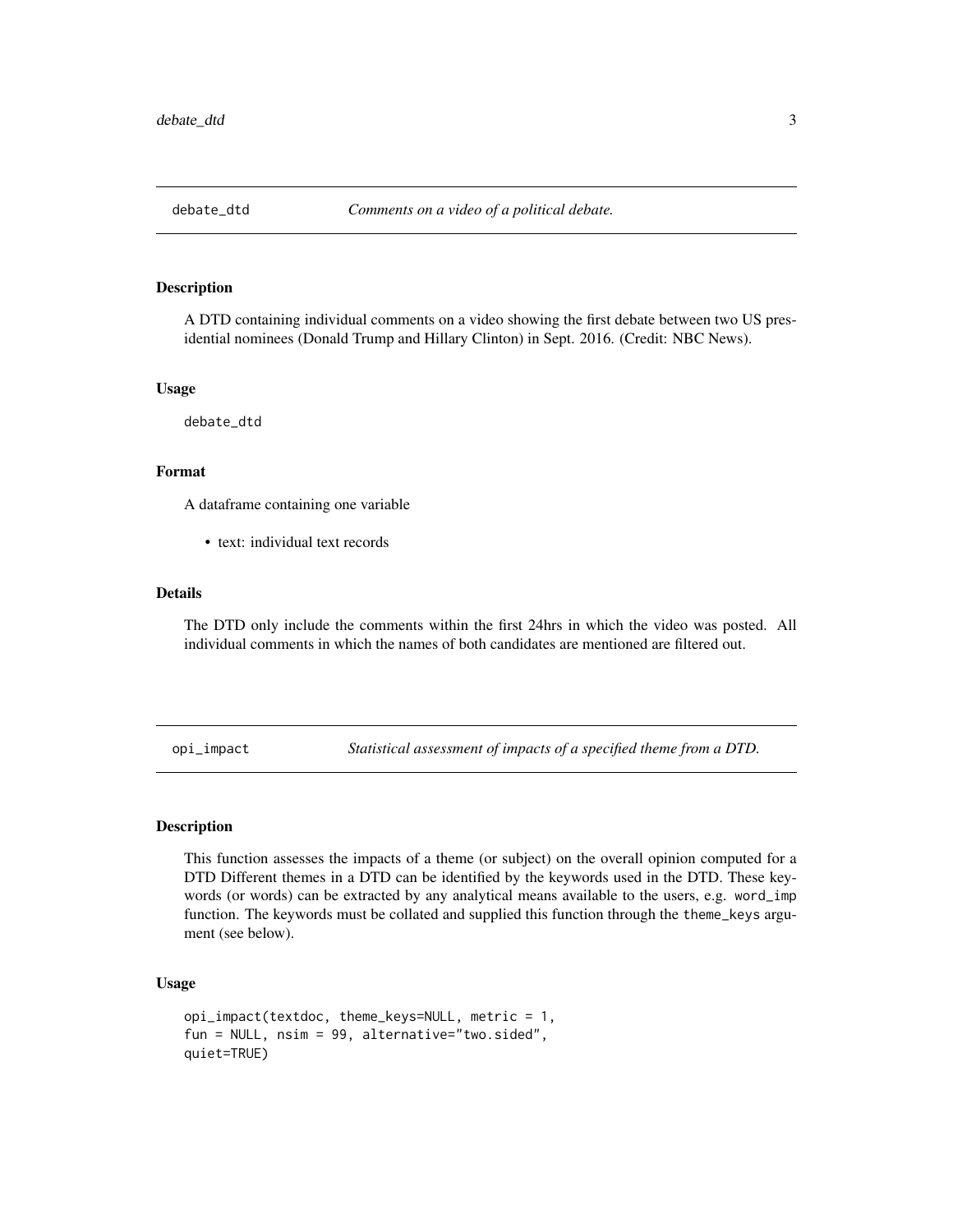## debate_dtd *Comments on a video of a political debate.*

### Description

A DTD containing individual comments on a video showing the first debate between two US presidential nominees (Donald Trump and Hillary Clinton) in Sept. 2016. (Credit: NBC News).

### Usage

```
debate_dtd
```

### Format

A dataframe containing one variable

- text: individual text records

### Details

The DTD only include the comments within the first 24hrs in which the video was posted. All individual comments in which the names of both candidates are mentioned are filtered out.

## opi_impact *Statistical assessment of impacts of a specified theme from a DTD.*

### Description

This function assesses the impacts of a theme (or subject) on the overall opinion computed for a DTD Different themes in a DTD can be identified by the keywords used in the DTD. These keywords (or words) can be extracted by any analytical means available to the users, e.g. `word_imp` function. The keywords must be collated and supplied this function through the `theme_keys` argument (see below).

### Usage

```
opi_impact(textdoc, theme_keys=NULL, metric = 1,
fun = NULL, nsim = 99, alternative="two.sided",
quiet=TRUE)
```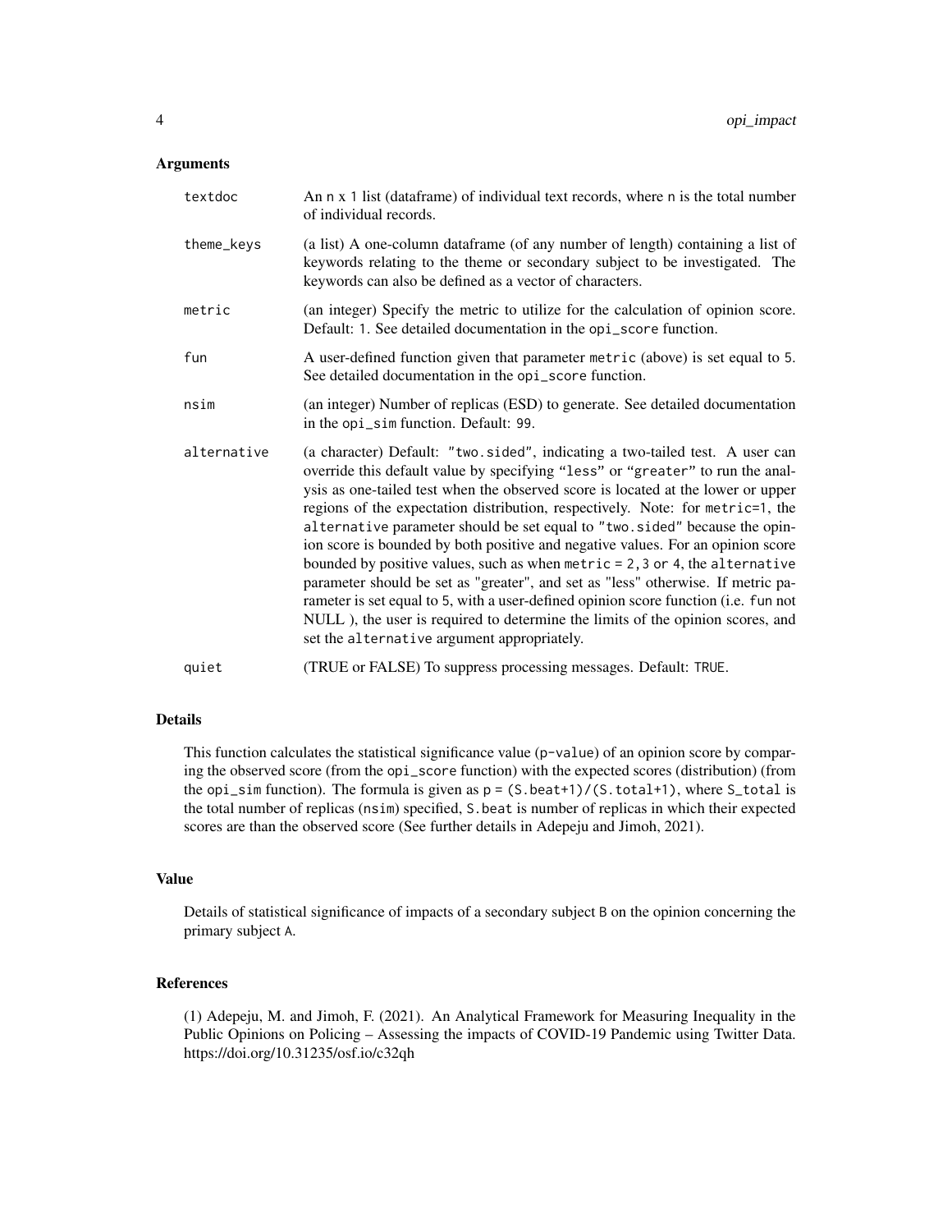### Arguments

| | |
|---|---|
| `textdoc` | An `n x 1` list (dataframe) of individual text records, where `n` is the total number of individual records. |
| `theme_keys` | (a list) A one-column dataframe (of any number of length) containing a list of keywords relating to the theme or secondary subject to be investigated. The keywords can also be defined as a vector of characters. |
| `metric` | (an integer) Specify the metric to utilize for the calculation of opinion score. Default: `1`. See detailed documentation in the `opi_score` function. |
| `fun` | A user-defined function given that parameter `metric` (above) is set equal to `5`. See detailed documentation in the `opi_score` function. |
| `nsim` | (an integer) Number of replicas (ESD) to generate. See detailed documentation in the `opi_sim` function. Default: `99`. |
| `alternative` | (a character) Default: `"two.sided"`, indicating a two-tailed test. A user can override this default value by specifying "`less`" or "`greater`" to run the analysis as one-tailed test when the observed score is located at the lower or upper regions of the expectation distribution, respectively. Note: for `metric=1`, the `alternative` parameter should be set equal to `"two.sided"` because the opinion score is bounded by both positive and negative values. For an opinion score bounded by positive values, such as when `metric = 2,3` or `4`, the `alternative` parameter should be set as "greater", and set as "less" otherwise. If metric parameter is set equal to 5, with a user-defined opinion score function (i.e. `fun` not NULL ), the user is required to determine the limits of the opinion scores, and set the `alternative` argument appropriately. |
| `quiet` | (TRUE or FALSE) To suppress processing messages. Default: `TRUE`. |

### Details

This function calculates the statistical significance value (`p-value`) of an opinion score by comparing the observed score (from the `opi_score` function) with the expected scores (distribution) (from the `opi_sim` function). The formula is given as `p = (S.beat+1)/(S.total+1)`, where `S_total` is the total number of replicas (`nsim`) specified, `S.beat` is number of replicas in which their expected scores are than the observed score (See further details in Adepeju and Jimoh, 2021).

### Value

Details of statistical significance of impacts of a secondary subject `B` on the opinion concerning the primary subject `A`.

### References

(1) Adepeju, M. and Jimoh, F. (2021). An Analytical Framework for Measuring Inequality in the Public Opinions on Policing – Assessing the impacts of COVID-19 Pandemic using Twitter Data. https://doi.org/10.31235/osf.io/c32qh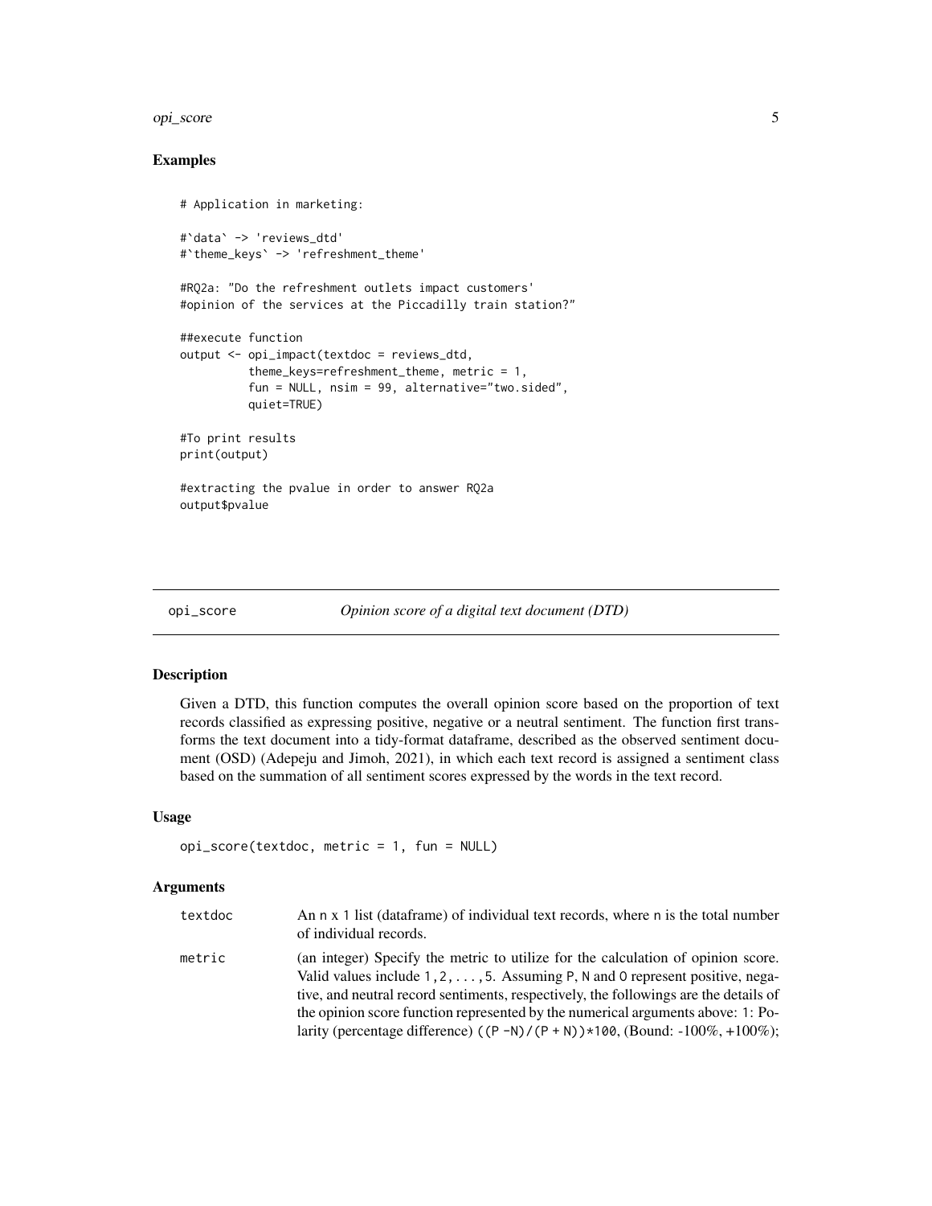### Examples

```
# Application in marketing:

#`data` -> 'reviews_dtd'
#`theme_keys` -> 'refreshment_theme'

#RQ2a: "Do the refreshment outlets impact customers'
#opinion of the services at the Piccadilly train station?"

##execute function
output <- opi_impact(textdoc = reviews_dtd,
          theme_keys=refreshment_theme, metric = 1,
          fun = NULL, nsim = 99, alternative="two.sided",
          quiet=TRUE)

#To print results
print(output)

#extracting the pvalue in order to answer RQ2a
output$pvalue
```

---

## opi_score — *Opinion score of a digital text document (DTD)*

### Description

Given a DTD, this function computes the overall opinion score based on the proportion of text records classified as expressing positive, negative or a neutral sentiment. The function first transforms the text document into a tidy-format dataframe, described as the observed sentiment document (OSD) (Adepeju and Jimoh, 2021), in which each text record is assigned a sentiment class based on the summation of all sentiment scores expressed by the words in the text record.

### Usage

```
opi_score(textdoc, metric = 1, fun = NULL)
```

### Arguments

| | |
|---|---|
| `textdoc` | An `n x 1` list (dataframe) of individual text records, where `n` is the total number of individual records. |
| `metric` | (an integer) Specify the metric to utilize for the calculation of opinion score. Valid values include `1,2,...,5`. Assuming `P`, `N` and `O` represent positive, negative, and neutral record sentiments, respectively, the followings are the details of the opinion score function represented by the numerical arguments above: `1`: Polarity (percentage difference) `((P -N)/(P + N))*100`, (Bound: -100%, +100%); |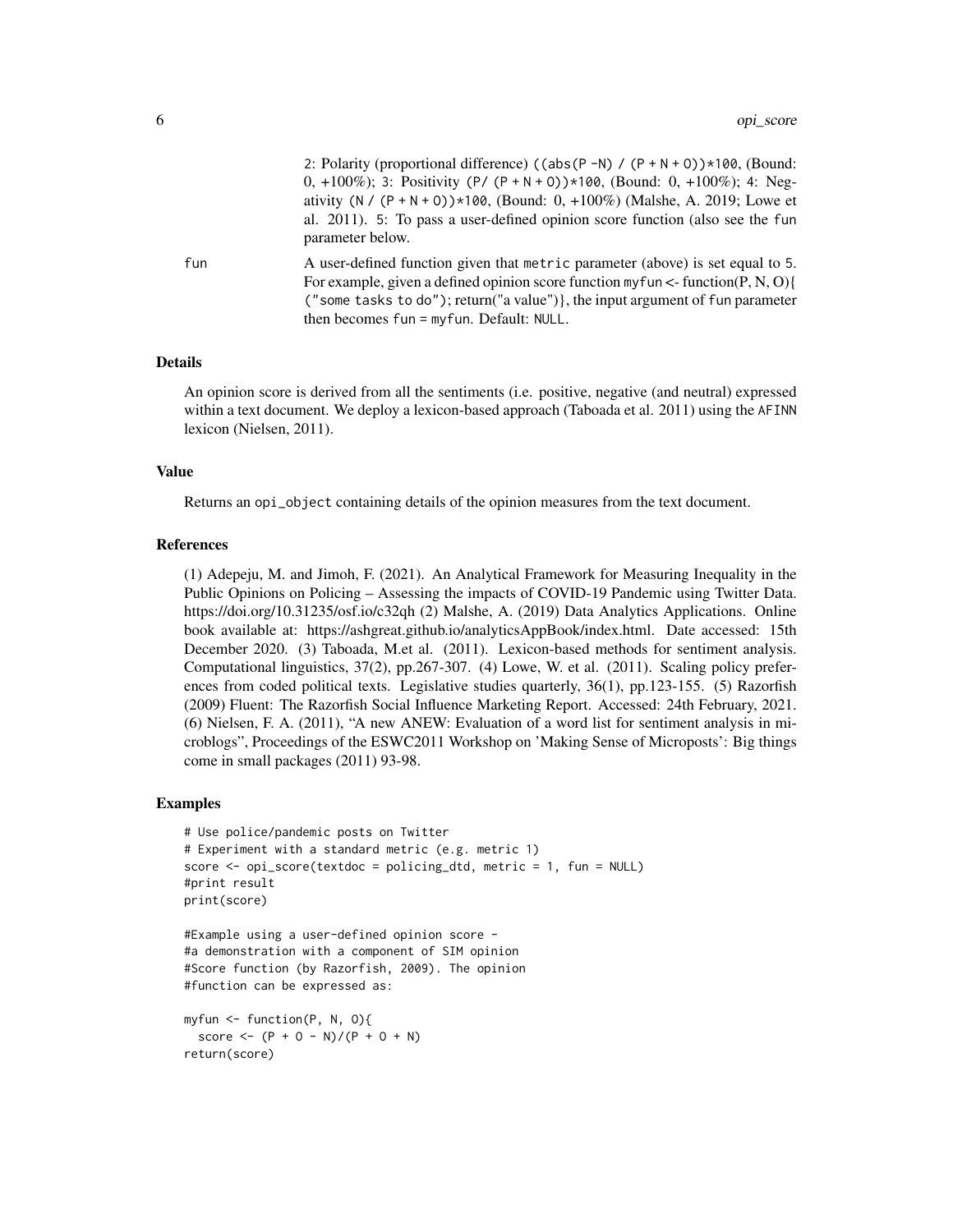2: Polarity (proportional difference) `((abs(P -N) / (P + N + O))*100`, (Bound: 0, +100%); 3: Positivity `(P/ (P + N + O))*100`, (Bound: 0, +100%); 4: Negativity `(N / (P + N + O))*100`, (Bound: 0, +100%) (Malshe, A. 2019; Lowe et al. 2011). 5: To pass a user-defined opinion score function (also see the `fun` parameter below.

`fun` A user-defined function given that `metric` parameter (above) is set equal to 5. For example, given a defined opinion score function `myfun` <- function(P, N, O){ `("some tasks to do")`; return("a value")}, the input argument of `fun` parameter then becomes `fun = myfun`. Default: `NULL`.

### Details

An opinion score is derived from all the sentiments (i.e. positive, negative (and neutral) expressed within a text document. We deploy a lexicon-based approach (Taboada et al. 2011) using the `AFINN` lexicon (Nielsen, 2011).

### Value

Returns an `opi_object` containing details of the opinion measures from the text document.

### References

(1) Adepeju, M. and Jimoh, F. (2021). An Analytical Framework for Measuring Inequality in the Public Opinions on Policing – Assessing the impacts of COVID-19 Pandemic using Twitter Data. https://doi.org/10.31235/osf.io/c32qh (2) Malshe, A. (2019) Data Analytics Applications. Online book available at: https://ashgreat.github.io/analyticsAppBook/index.html. Date accessed: 15th December 2020. (3) Taboada, M.et al. (2011). Lexicon-based methods for sentiment analysis. Computational linguistics, 37(2), pp.267-307. (4) Lowe, W. et al. (2011). Scaling policy preferences from coded political texts. Legislative studies quarterly, 36(1), pp.123-155. (5) Razorfish (2009) Fluent: The Razorfish Social Influence Marketing Report. Accessed: 24th February, 2021. (6) Nielsen, F. A. (2011), "A new ANEW: Evaluation of a word list for sentiment analysis in microblogs", Proceedings of the ESWC2011 Workshop on 'Making Sense of Microposts': Big things come in small packages (2011) 93-98.

### Examples

```
# Use police/pandemic posts on Twitter
# Experiment with a standard metric (e.g. metric 1)
score <- opi_score(textdoc = policing_dtd, metric = 1, fun = NULL)
#print result
print(score)

#Example using a user-defined opinion score -
#a demonstration with a component of SIM opinion
#Score function (by Razorfish, 2009). The opinion
#function can be expressed as:

myfun <- function(P, N, O){
  score <- (P + O - N)/(P + O + N)
return(score)
```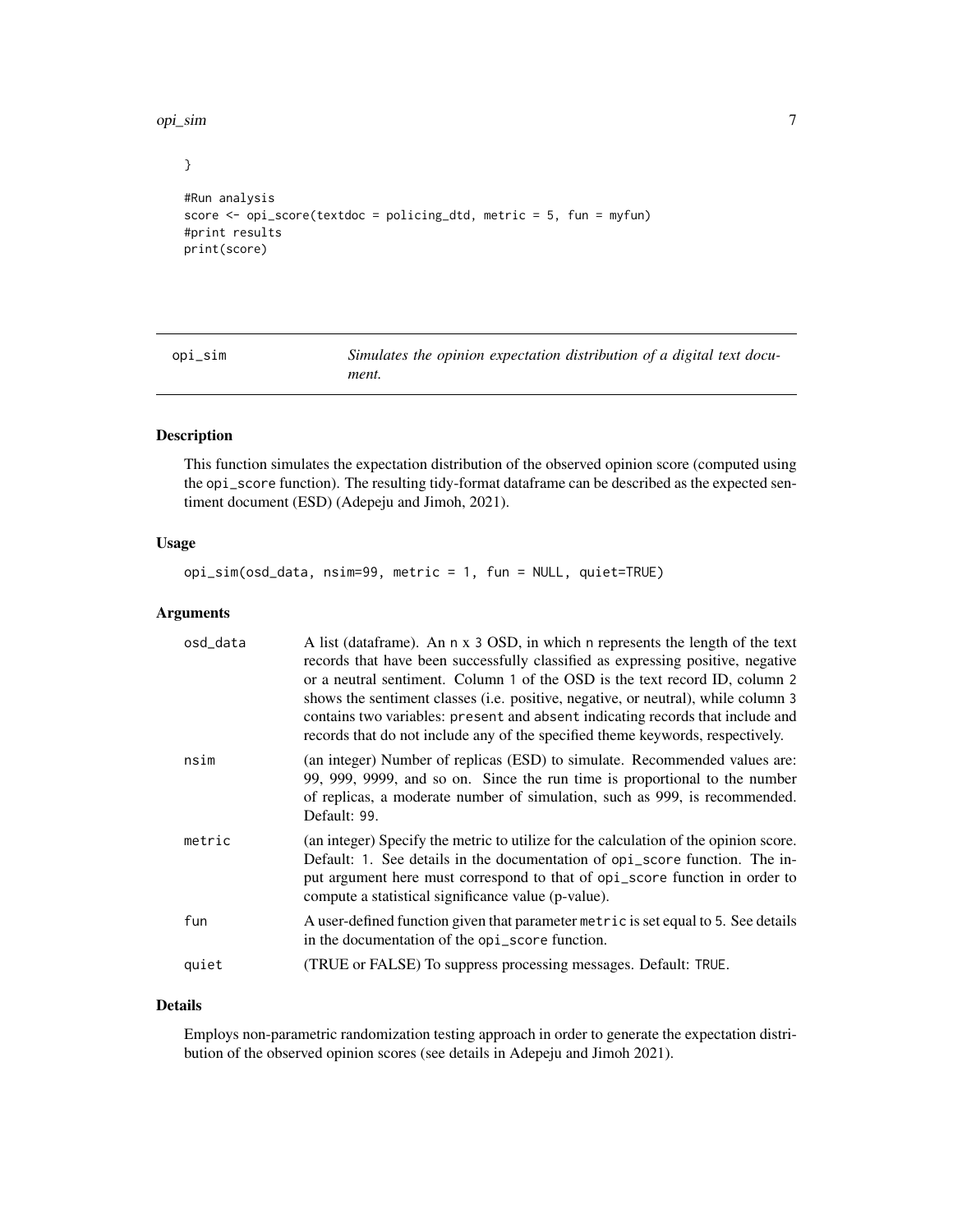```
}

#Run analysis
score <- opi_score(textdoc = policing_dtd, metric = 5, fun = myfun)
#print results
print(score)
```

## opi_sim — *Simulates the opinion expectation distribution of a digital text document.*

### Description

This function simulates the expectation distribution of the observed opinion score (computed using the `opi_score` function). The resulting tidy-format dataframe can be described as the expected sentiment document (ESD) (Adepeju and Jimoh, 2021).

### Usage

```
opi_sim(osd_data, nsim=99, metric = 1, fun = NULL, quiet=TRUE)
```

### Arguments

| | |
|---|---|
| `osd_data` | A list (dataframe). An `n x 3` OSD, in which `n` represents the length of the text records that have been successfully classified as expressing positive, negative or a neutral sentiment. Column `1` of the OSD is the text record ID, column `2` shows the sentiment classes (i.e. positive, negative, or neutral), while column `3` contains two variables: `present` and `absent` indicating records that include and records that do not include any of the specified theme keywords, respectively. |
| `nsim` | (an integer) Number of replicas (ESD) to simulate. Recommended values are: 99, 999, 9999, and so on. Since the run time is proportional to the number of replicas, a moderate number of simulation, such as 999, is recommended. Default: `99`. |
| `metric` | (an integer) Specify the metric to utilize for the calculation of the opinion score. Default: `1`. See details in the documentation of `opi_score` function. The input argument here must correspond to that of `opi_score` function in order to compute a statistical significance value (p-value). |
| `fun` | A user-defined function given that parameter `metric` is set equal to `5`. See details in the documentation of the `opi_score` function. |
| `quiet` | (TRUE or FALSE) To suppress processing messages. Default: `TRUE`. |

### Details

Employs non-parametric randomization testing approach in order to generate the expectation distribution of the observed opinion scores (see details in Adepeju and Jimoh 2021).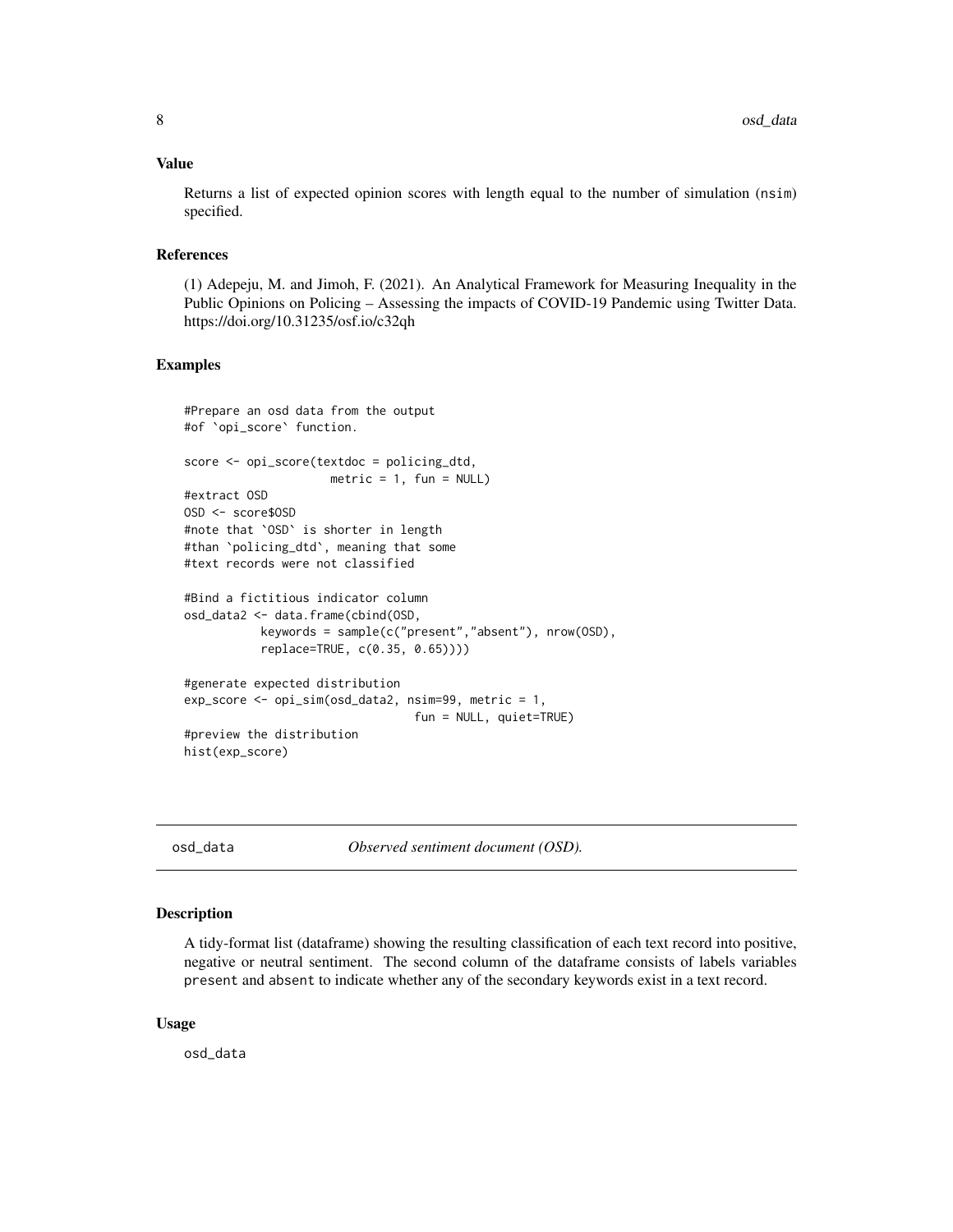### Value

Returns a list of expected opinion scores with length equal to the number of simulation (nsim) specified.

### References

(1) Adepeju, M. and Jimoh, F. (2021). An Analytical Framework for Measuring Inequality in the Public Opinions on Policing – Assessing the impacts of COVID-19 Pandemic using Twitter Data. https://doi.org/10.31235/osf.io/c32qh

### Examples

```
#Prepare an osd data from the output
#of `opi_score` function.

score <- opi_score(textdoc = policing_dtd,
                   metric = 1, fun = NULL)
#extract OSD
OSD <- score$OSD
#note that `OSD` is shorter in length
#than `policing_dtd`, meaning that some
#text records were not classified

#Bind a fictitious indicator column
osd_data2 <- data.frame(cbind(OSD,
           keywords = sample(c("present","absent"), nrow(OSD),
           replace=TRUE, c(0.35, 0.65))))

#generate expected distribution
exp_score <- opi_sim(osd_data2, nsim=99, metric = 1,
                              fun = NULL, quiet=TRUE)
#preview the distribution
hist(exp_score)
```

---

## osd_data — *Observed sentiment document (OSD).*

### Description

A tidy-format list (dataframe) showing the resulting classification of each text record into positive, negative or neutral sentiment. The second column of the dataframe consists of labels variables present and absent to indicate whether any of the secondary keywords exist in a text record.

### Usage

```
osd_data
```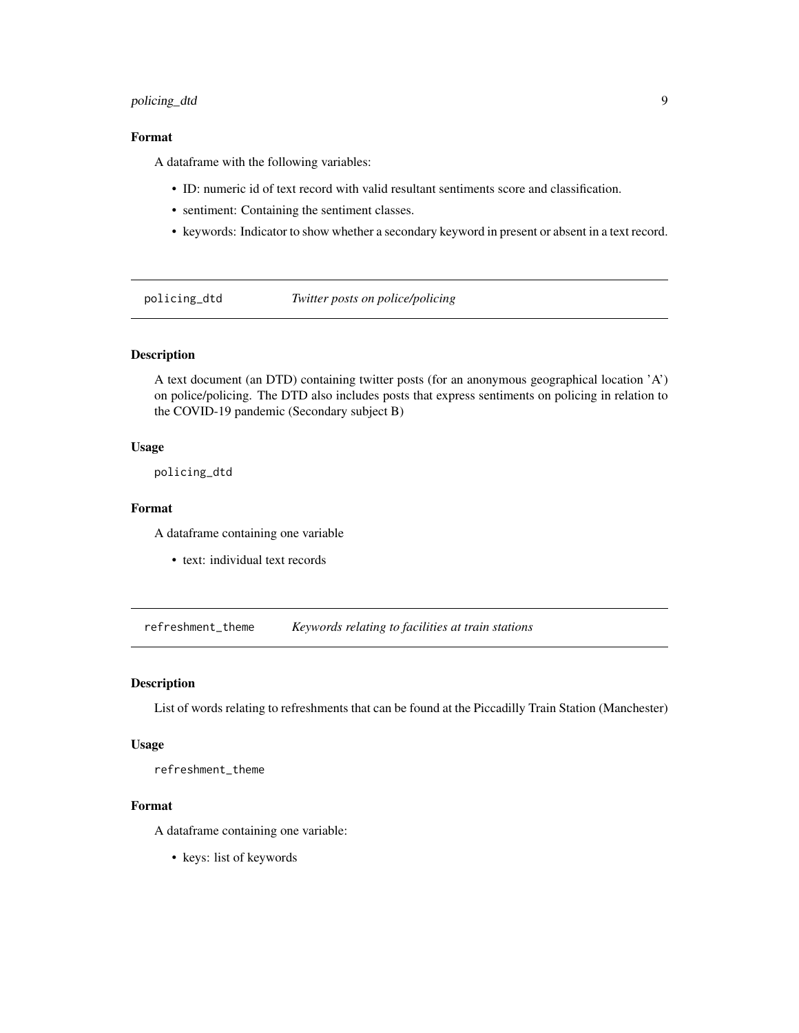### Format

A dataframe with the following variables:

- ID: numeric id of text record with valid resultant sentiments score and classification.
- sentiment: Containing the sentiment classes.
- keywords: Indicator to show whether a secondary keyword in present or absent in a text record.

---

## policing_dtd *Twitter posts on police/policing*

---

### Description

A text document (an DTD) containing twitter posts (for an anonymous geographical location 'A') on police/policing. The DTD also includes posts that express sentiments on policing in relation to the COVID-19 pandemic (Secondary subject B)

### Usage

```
policing_dtd
```

### Format

A dataframe containing one variable

- text: individual text records

---

## refreshment_theme *Keywords relating to facilities at train stations*

---

### Description

List of words relating to refreshments that can be found at the Piccadilly Train Station (Manchester)

### Usage

```
refreshment_theme
```

### Format

A dataframe containing one variable:

- keys: list of keywords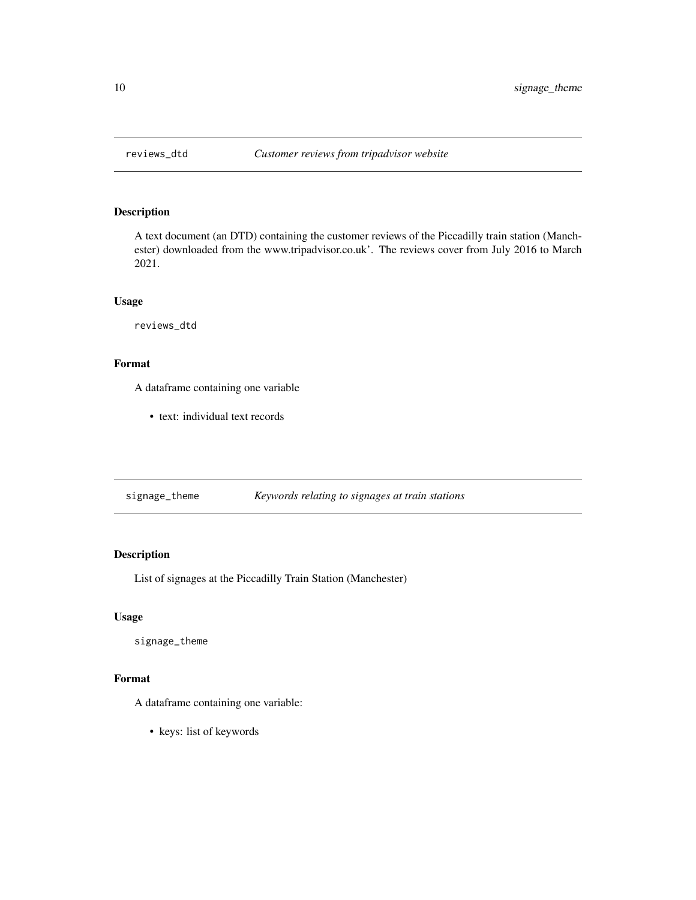## reviews_dtd — *Customer reviews from tripadvisor website*

### Description

A text document (an DTD) containing the customer reviews of the Piccadilly train station (Manchester) downloaded from the www.tripadvisor.co.uk'. The reviews cover from July 2016 to March 2021.

### Usage

```
reviews_dtd
```

### Format

A dataframe containing one variable

- text: individual text records

## signage_theme — *Keywords relating to signages at train stations*

### Description

List of signages at the Piccadilly Train Station (Manchester)

### Usage

```
signage_theme
```

### Format

A dataframe containing one variable:

- keys: list of keywords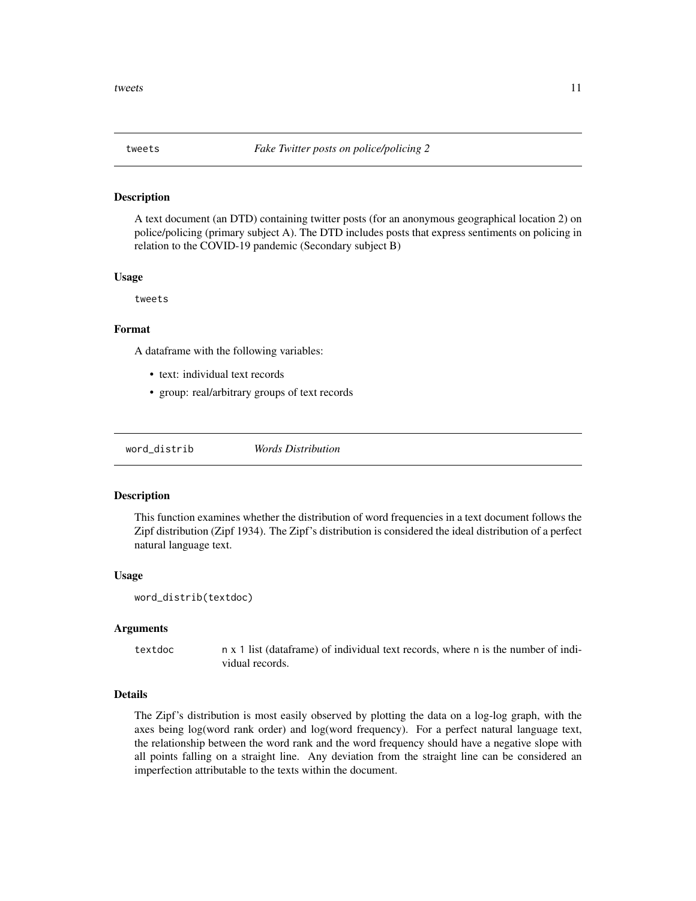## tweets *Fake Twitter posts on police/policing 2*

### Description

A text document (an DTD) containing twitter posts (for an anonymous geographical location 2) on police/policing (primary subject A). The DTD includes posts that express sentiments on policing in relation to the COVID-19 pandemic (Secondary subject B)

### Usage

```
tweets
```

### Format

A dataframe with the following variables:

- text: individual text records
- group: real/arbitrary groups of text records

## word_distrib *Words Distribution*

### Description

This function examines whether the distribution of word frequencies in a text document follows the Zipf distribution (Zipf 1934). The Zipf's distribution is considered the ideal distribution of a perfect natural language text.

### Usage

```
word_distrib(textdoc)
```

### Arguments

| | |
|---|---|
| textdoc | n x 1 list (dataframe) of individual text records, where n is the number of individual records. |

### Details

The Zipf's distribution is most easily observed by plotting the data on a log-log graph, with the axes being log(word rank order) and log(word frequency). For a perfect natural language text, the relationship between the word rank and the word frequency should have a negative slope with all points falling on a straight line. Any deviation from the straight line can be considered an imperfection attributable to the texts within the document.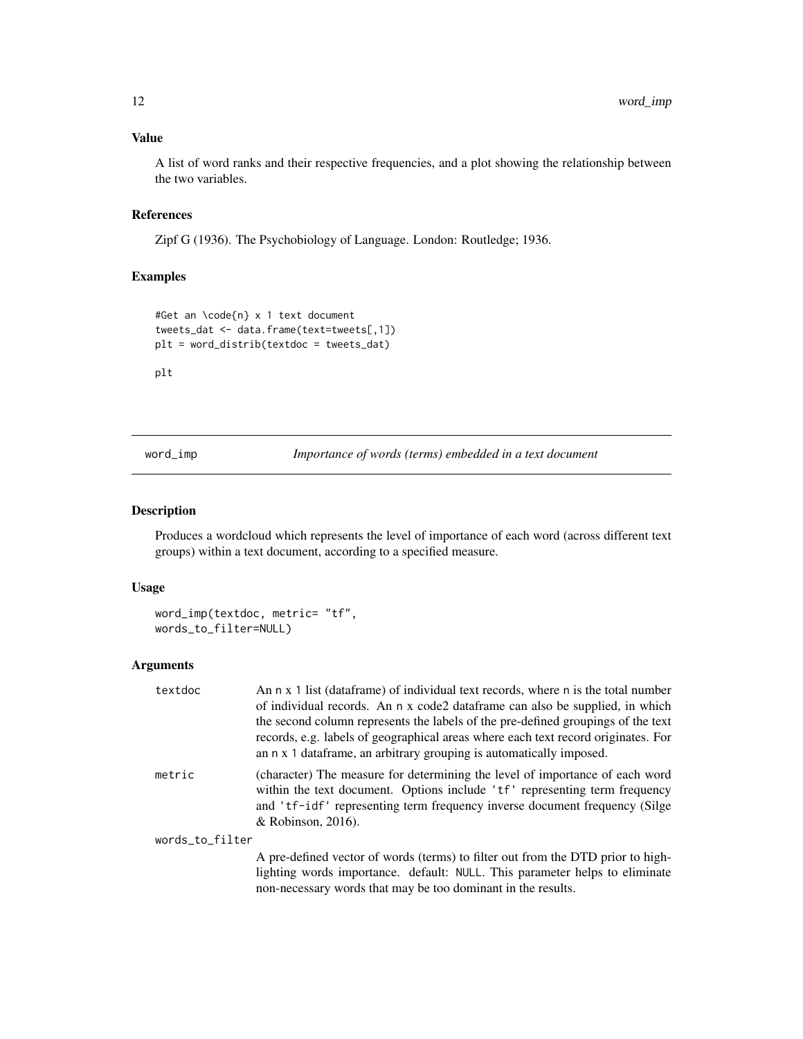### Value

A list of word ranks and their respective frequencies, and a plot showing the relationship between the two variables.

### References

Zipf G (1936). The Psychobiology of Language. London: Routledge; 1936.

### Examples

```
#Get an \code{n} x 1 text document
tweets_dat <- data.frame(text=tweets[,1])
plt = word_distrib(textdoc = tweets_dat)

plt
```

---

## word_imp — *Importance of words (terms) embedded in a text document*

---

### Description

Produces a wordcloud which represents the level of importance of each word (across different text groups) within a text document, according to a specified measure.

### Usage

```
word_imp(textdoc, metric= "tf",
words_to_filter=NULL)
```

### Arguments

| | |
|---|---|
| `textdoc` | An `n` x `1` list (dataframe) of individual text records, where `n` is the total number of individual records. An `n` x code2 dataframe can also be supplied, in which the second column represents the labels of the pre-defined groupings of the text records, e.g. labels of geographical areas where each text record originates. For an `n` x `1` dataframe, an arbitrary grouping is automatically imposed. |
| `metric` | (character) The measure for determining the level of importance of each word within the text document. Options include `'tf'` representing term frequency and `'tf-idf'` representing term frequency inverse document frequency (Silge & Robinson, 2016). |
| `words_to_filter` | A pre-defined vector of words (terms) to filter out from the DTD prior to highlighting words importance. default: `NULL`. This parameter helps to eliminate non-necessary words that may be too dominant in the results. |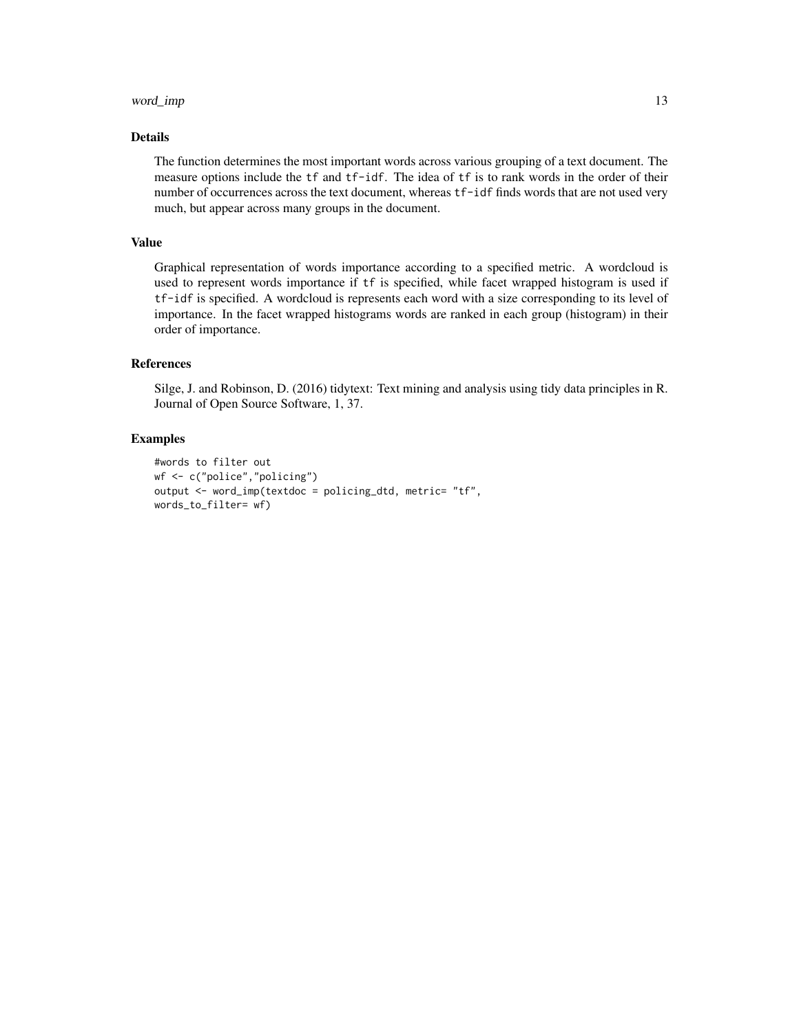## Details

The function determines the most important words across various grouping of a text document. The measure options include the `tf` and `tf-idf`. The idea of `tf` is to rank words in the order of their number of occurrences across the text document, whereas `tf-idf` finds words that are not used very much, but appear across many groups in the document.

## Value

Graphical representation of words importance according to a specified metric. A wordcloud is used to represent words importance if `tf` is specified, while facet wrapped histogram is used if `tf-idf` is specified. A wordcloud is represents each word with a size corresponding to its level of importance. In the facet wrapped histograms words are ranked in each group (histogram) in their order of importance.

## References

Silge, J. and Robinson, D. (2016) tidytext: Text mining and analysis using tidy data principles in R. Journal of Open Source Software, 1, 37.

## Examples

```
#words to filter out
wf <- c("police","policing")
output <- word_imp(textdoc = policing_dtd, metric= "tf",
words_to_filter= wf)
```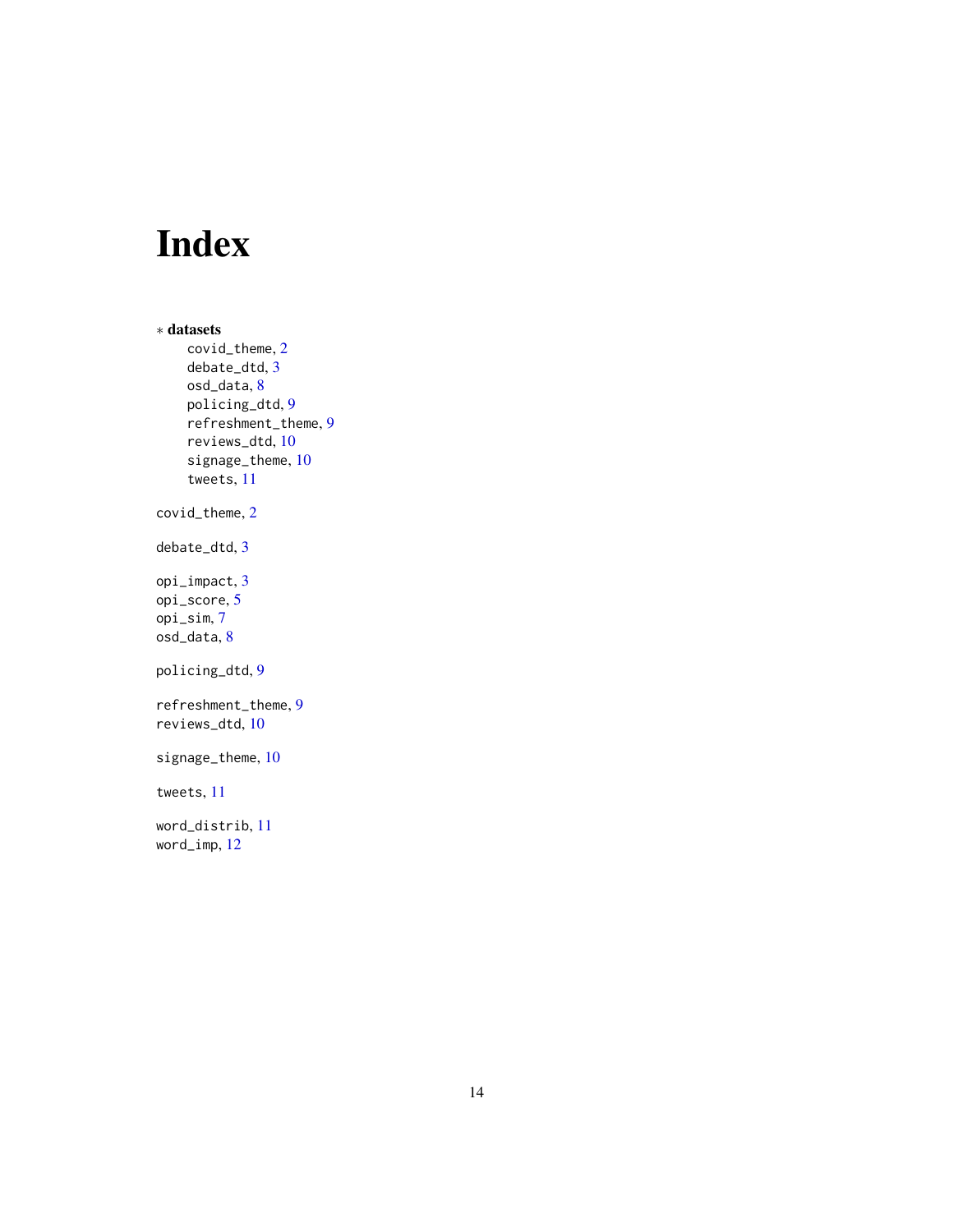# Index

∗ **datasets**
- covid_theme, 2
- debate_dtd, 3
- osd_data, 8
- policing_dtd, 9
- refreshment_theme, 9
- reviews_dtd, 10
- signage_theme, 10
- tweets, 11

covid_theme, 2

debate_dtd, 3

opi_impact, 3
opi_score, 5
opi_sim, 7
osd_data, 8

policing_dtd, 9

refreshment_theme, 9
reviews_dtd, 10

signage_theme, 10

tweets, 11

word_distrib, 11
word_imp, 12